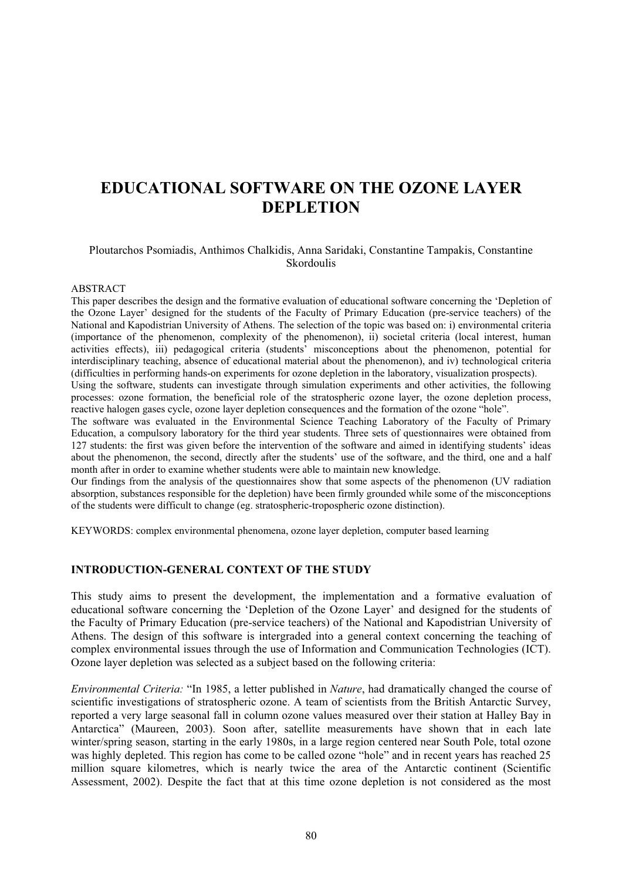# EDUCATIONAL SOFTWARE ON THE OZONE LAYER DEPLETION

Ploutarchos Psomiadis, Anthimos Chalkidis, Anna Saridaki, Constantine Tampakis, Constantine Skordoulis

ABSTRACT

This paper describes the design and the formative evaluation of educational software concerning the 'Depletion of the Ozone Layer' designed for the students of the Faculty of Primary Education (pre-service teachers) of the National and Kapodistrian University of Athens. The selection of the topic was based on: i) environmental criteria (importance of the phenomenon, complexity of the phenomenon), ii) societal criteria (local interest, human activities effects), iii) pedagogical criteria (students' misconceptions about the phenomenon, potential for interdisciplinary teaching, absence of educational material about the phenomenon), and iv) technological criteria (difficulties in performing hands-on experiments for ozone depletion in the laboratory, visualization prospects).

Using the software, students can investigate through simulation experiments and other activities, the following processes: ozone formation, the beneficial role of the stratospheric ozone layer, the ozone depletion process, reactive halogen gases cycle, ozone layer depletion consequences and the formation of the ozone "hole".

The software was evaluated in the Environmental Science Teaching Laboratory of the Faculty of Primary Education, a compulsory laboratory for the third year students. Three sets of questionnaires were obtained from 127 students: the first was given before the intervention of the software and aimed in identifying students' ideas about the phenomenon, the second, directly after the students' use of the software, and the third, one and a half month after in order to examine whether students were able to maintain new knowledge.

Our findings from the analysis of the questionnaires show that some aspects of the phenomenon (UV radiation absorption, substances responsible for the depletion) have been firmly grounded while some of the misconceptions of the students were difficult to change (eg. stratospheric-tropospheric ozone distinction).

KEYWORDS: complex environmental phenomena, ozone layer depletion, computer based learning

## INTRODUCTION-GENERAL CONTEXT OF THE STUDY

This study aims to present the development, the implementation and a formative evaluation of educational software concerning the 'Depletion of the Ozone Layer' and designed for the students of the Faculty of Primary Education (pre-service teachers) of the National and Kapodistrian University of Athens. The design of this software is intergraded into a general context concerning the teaching of complex environmental issues through the use of Information and Communication Technologies (ICT). Ozone layer depletion was selected as a subject based on the following criteria:

*Environmental Criteria:* "In 1985, a letter published in *Nature*, had dramatically changed the course of scientific investigations of stratospheric ozone. A team of scientists from the British Antarctic Survey, reported a very large seasonal fall in column ozone values measured over their station at Halley Bay in Antarctica" (Maureen, 2003). Soon after, satellite measurements have shown that in each late winter/spring season, starting in the early 1980s, in a large region centered near South Pole, total ozone was highly depleted. This region has come to be called ozone "hole" and in recent years has reached 25 million square kilometres, which is nearly twice the area of the Antarctic continent (Scientific Assessment, 2002). Despite the fact that at this time ozone depletion is not considered as the most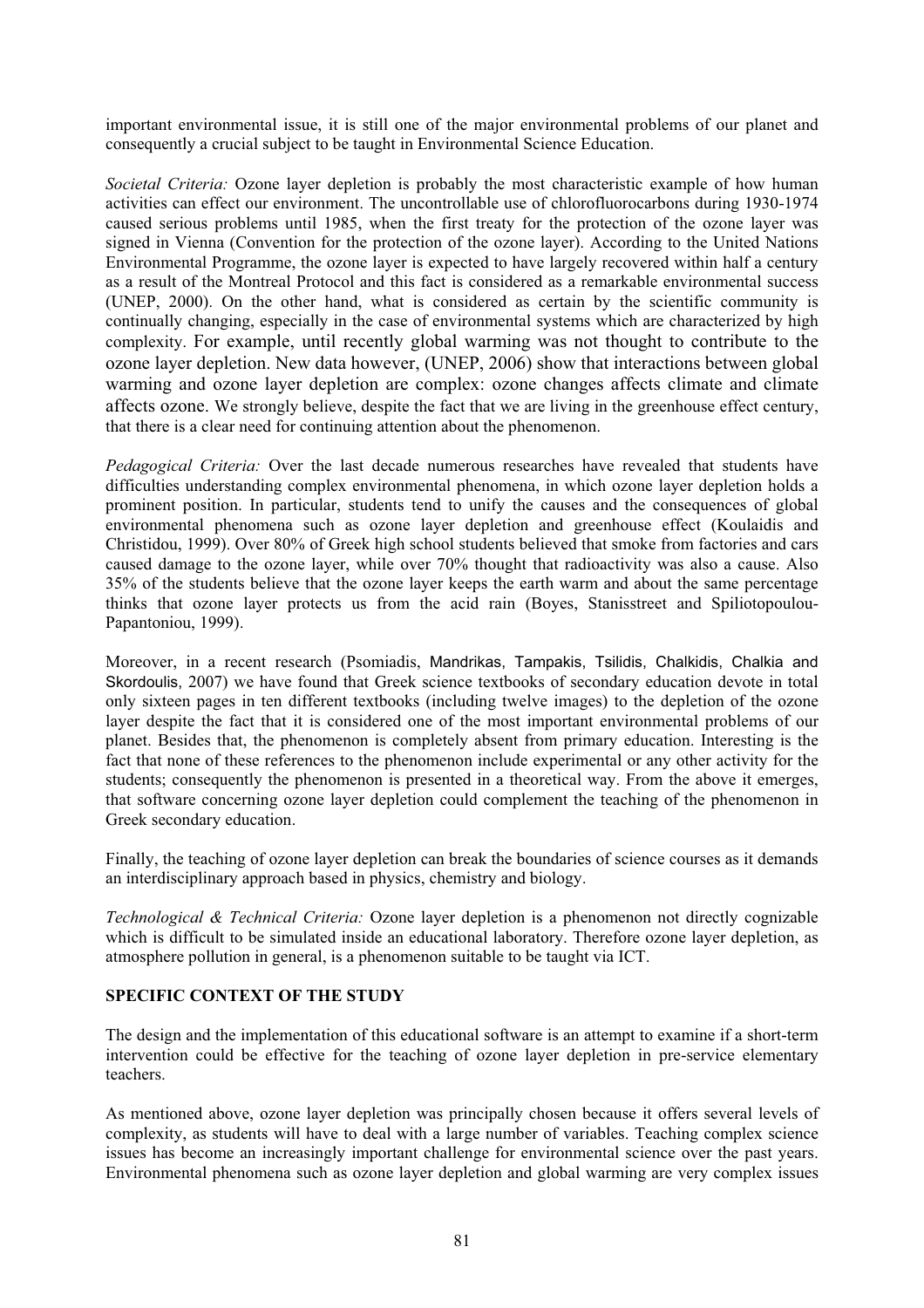important environmental issue, it is still one of the major environmental problems of our planet and consequently a crucial subject to be taught in Environmental Science Education.

*Societal Criteria:* Ozone layer depletion is probably the most characteristic example of how human activities can effect our environment. The uncontrollable use of chlorofluorocarbons during 1930-1974 caused serious problems until 1985, when the first treaty for the protection of the ozone layer was signed in Vienna (Convention for the protection of the ozone layer). According to the United Nations Environmental Programme, the ozone layer is expected to have largely recovered within half a century as a result of the Montreal Protocol and this fact is considered as a remarkable environmental success (UNEP, 2000). On the other hand, what is considered as certain by the scientific community is continually changing, especially in the case of environmental systems which are characterized by high complexity. For example, until recently global warming was not thought to contribute to the ozone layer depletion. New data however, (UNEP, 2006) show that interactions between global warming and ozone layer depletion are complex: ozone changes affects climate and climate affects ozone. We strongly believe, despite the fact that we are living in the greenhouse effect century, that there is a clear need for continuing attention about the phenomenon.

*Pedagogical Criteria:* Over the last decade numerous researches have revealed that students have difficulties understanding complex environmental phenomena, in which ozone layer depletion holds a prominent position. In particular, students tend to unify the causes and the consequences of global environmental phenomena such as ozone layer depletion and greenhouse effect (Koulaidis and Christidou, 1999). Over 80% of Greek high school students believed that smoke from factories and cars caused damage to the ozone layer, while over 70% thought that radioactivity was also a cause. Also 35% of the students believe that the ozone layer keeps the earth warm and about the same percentage thinks that ozone layer protects us from the acid rain (Boyes, Stanisstreet and Spiliotopoulou-Papantoniou, 1999).

Moreover, in a recent research (Psomiadis, Mandrikas, Tampakis, Tsilidis, Chalkidis, Chalkia and Skordoulis, 2007) we have found that Greek science textbooks of secondary education devote in total only sixteen pages in ten different textbooks (including twelve images) to the depletion of the ozone layer despite the fact that it is considered one of the most important environmental problems of our planet. Besides that, the phenomenon is completely absent from primary education. Interesting is the fact that none of these references to the phenomenon include experimental or any other activity for the students; consequently the phenomenon is presented in a theoretical way. From the above it emerges, that software concerning ozone layer depletion could complement the teaching of the phenomenon in Greek secondary education.

Finally, the teaching of ozone layer depletion can break the boundaries of science courses as it demands an interdisciplinary approach based in physics, chemistry and biology.

*Technological & Technical Criteria:* Ozone layer depletion is a phenomenon not directly cognizable which is difficult to be simulated inside an educational laboratory. Therefore ozone layer depletion, as atmosphere pollution in general, is a phenomenon suitable to be taught via ICT.

## SPECIFIC CONTEXT OF THE STUDY

The design and the implementation of this educational software is an attempt to examine if a short-term intervention could be effective for the teaching of ozone layer depletion in pre-service elementary teachers.

As mentioned above, ozone layer depletion was principally chosen because it offers several levels of complexity, as students will have to deal with a large number of variables. Teaching complex science issues has become an increasingly important challenge for environmental science over the past years. Environmental phenomena such as ozone layer depletion and global warming are very complex issues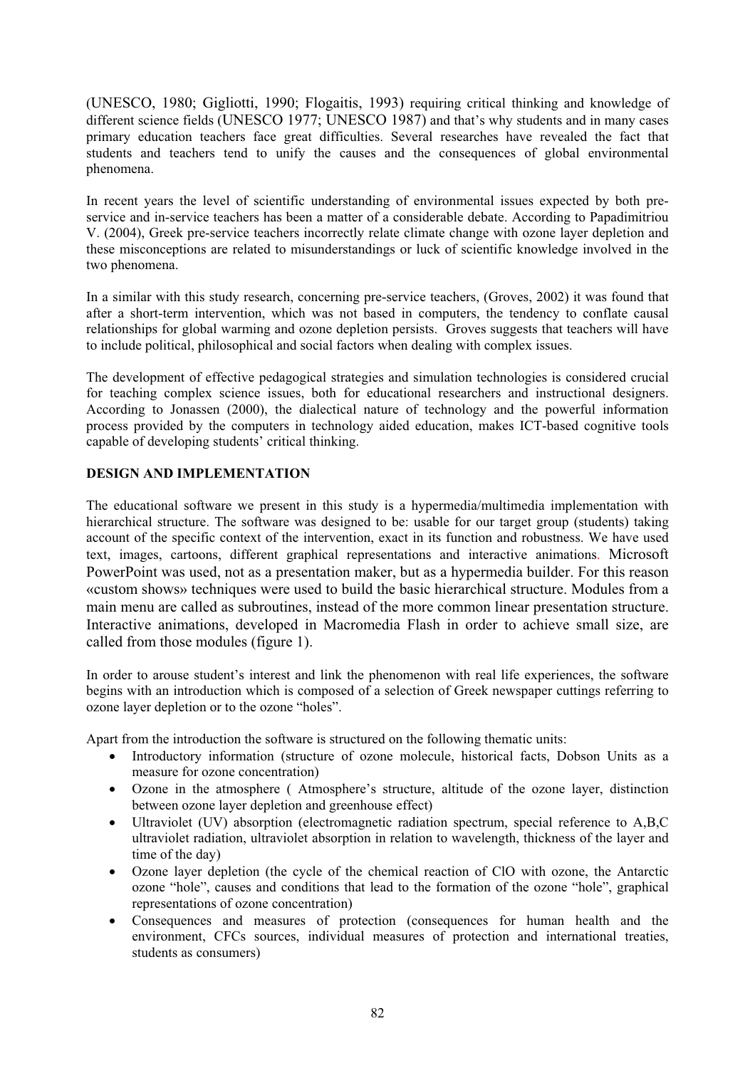(UNESCO, 1980; Gigliotti, 1990; Flogaitis, 1993) requiring critical thinking and knowledge of different science fields (UNESCO 1977; UNESCO 1987) and that's why students and in many cases primary education teachers face great difficulties. Several researches have revealed the fact that students and teachers tend to unify the causes and the consequences of global environmental phenomena.

In recent years the level of scientific understanding of environmental issues expected by both pre-service and in-service teachers has been a matter of a considerable debate. According to Papadimitriou V. (2004), Greek pre-service teachers incorrectly relate climate change with ozone layer depletion and these misconceptions are related to misunderstandings or luck of scientific knowledge involved in the two phenomena.

In a similar with this study research, concerning pre-service teachers, (Groves, 2002) it was found that after a short-term intervention, which was not based in computers, the tendency to conflate causal relationships for global warming and ozone depletion persists. Groves suggests that teachers will have to include political, philosophical and social factors when dealing with complex issues.

The development of effective pedagogical strategies and simulation technologies is considered crucial for teaching complex science issues, both for educational researchers and instructional designers. According to Jonassen (2000), the dialectical nature of technology and the powerful information process provided by the computers in technology aided education, makes ICT-based cognitive tools capable of developing students' critical thinking.

## DESIGN AND IMPLEMENTATION

The educational software we present in this study is a hypermedia/multimedia implementation with hierarchical structure. The software was designed to be: usable for our target group (students) taking account of the specific context of the intervention, exact in its function and robustness. We have used text, images, cartoons, different graphical representations and interactive animations. Microsoft PowerPoint was used, not as a presentation maker, but as a hypermedia builder. For this reason «custom shows» techniques were used to build the basic hierarchical structure. Modules from a main menu are called as subroutines, instead of the more common linear presentation structure. Interactive animations, developed in Macromedia Flash in order to achieve small size, are called from those modules (figure 1).

In order to arouse student's interest and link the phenomenon with real life experiences, the software begins with an introduction which is composed of a selection of Greek newspaper cuttings referring to ozone layer depletion or to the ozone "holes".

Apart from the introduction the software is structured on the following thematic units:

- Introductory information (structure of ozone molecule, historical facts, Dobson Units as a measure for ozone concentration)
- Ozone in the atmosphere ( Atmosphere's structure, altitude of the ozone layer, distinction between ozone layer depletion and greenhouse effect)
- Ultraviolet (UV) absorption (electromagnetic radiation spectrum, special reference to A,B,C ultraviolet radiation, ultraviolet absorption in relation to wavelength, thickness of the layer and time of the day)
- Ozone layer depletion (the cycle of the chemical reaction of ClO with ozone, the Antarctic ozone "hole", causes and conditions that lead to the formation of the ozone "hole", graphical representations of ozone concentration)
- Consequences and measures of protection (consequences for human health and the environment, CFCs sources, individual measures of protection and international treaties, students as consumers)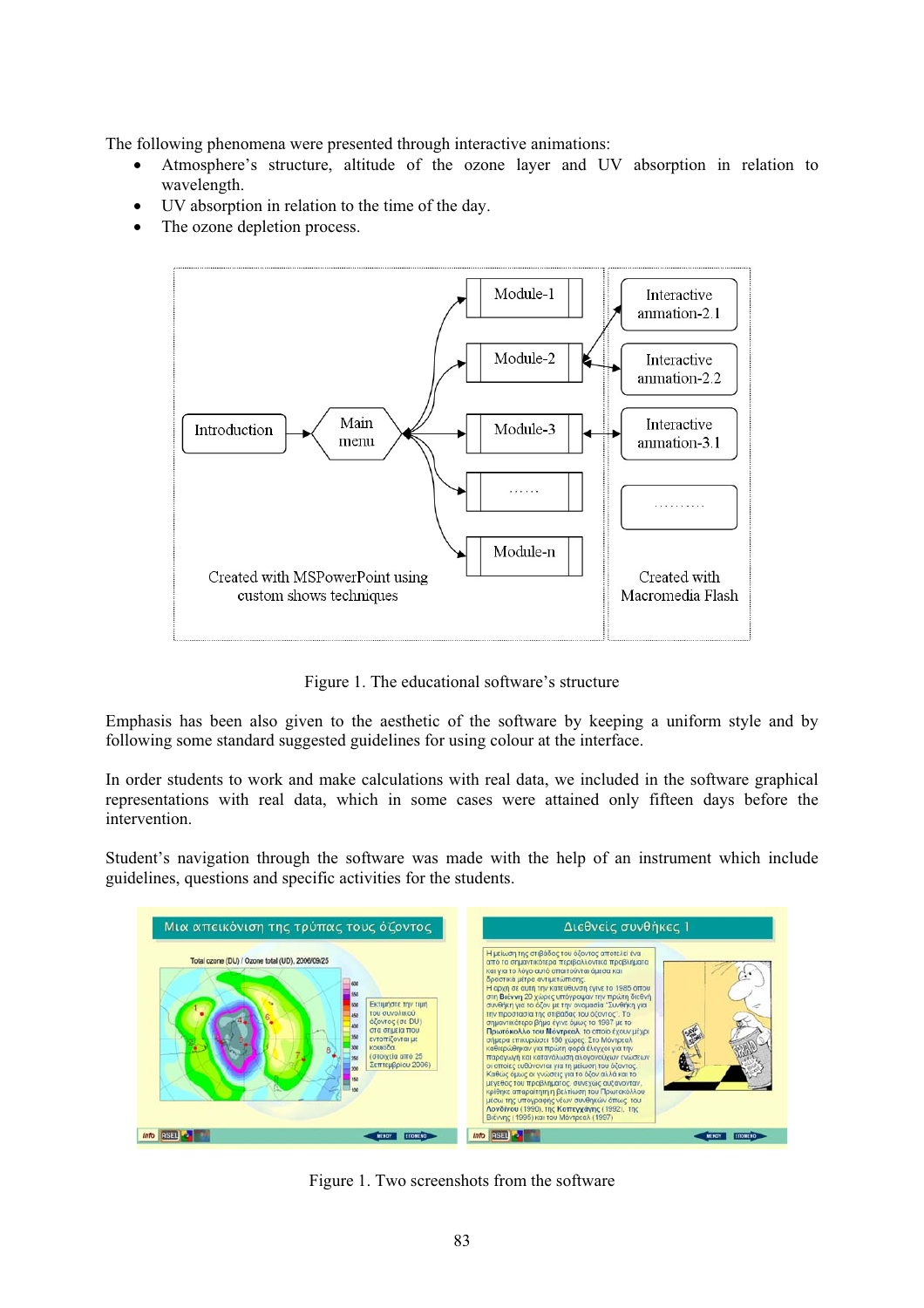The following phenomena were presented through interactive animations:

- Atmosphere's structure, altitude of the ozone layer and UV absorption in relation to wavelength.
- UV absorption in relation to the time of the day.
- The ozone depletion process.

Introduction

Main menu

Module-1

Module-2

Module-3

……

Module-n

Interactive animation-2.1

Interactive animation-2.2

Interactive animation-3.1

………

Created with MSPowerPoint using custom shows techniques

Created with Macromedia Flash

Figure 1. The educational software's structure

Emphasis has been also given to the aesthetic of the software by keeping a uniform style and by following some standard suggested guidelines for using colour at the interface.

In order students to work and make calculations with real data, we included in the software graphical representations with real data, which in some cases were attained only fifteen days before the intervention.

Student's navigation through the software was made with the help of an instrument which include guidelines, questions and specific activities for the students.

Μια απεικόνιση της τρύπας του όζοντος

Διεθνείς συνθήκες 1

Figure 1. Two screenshots from the software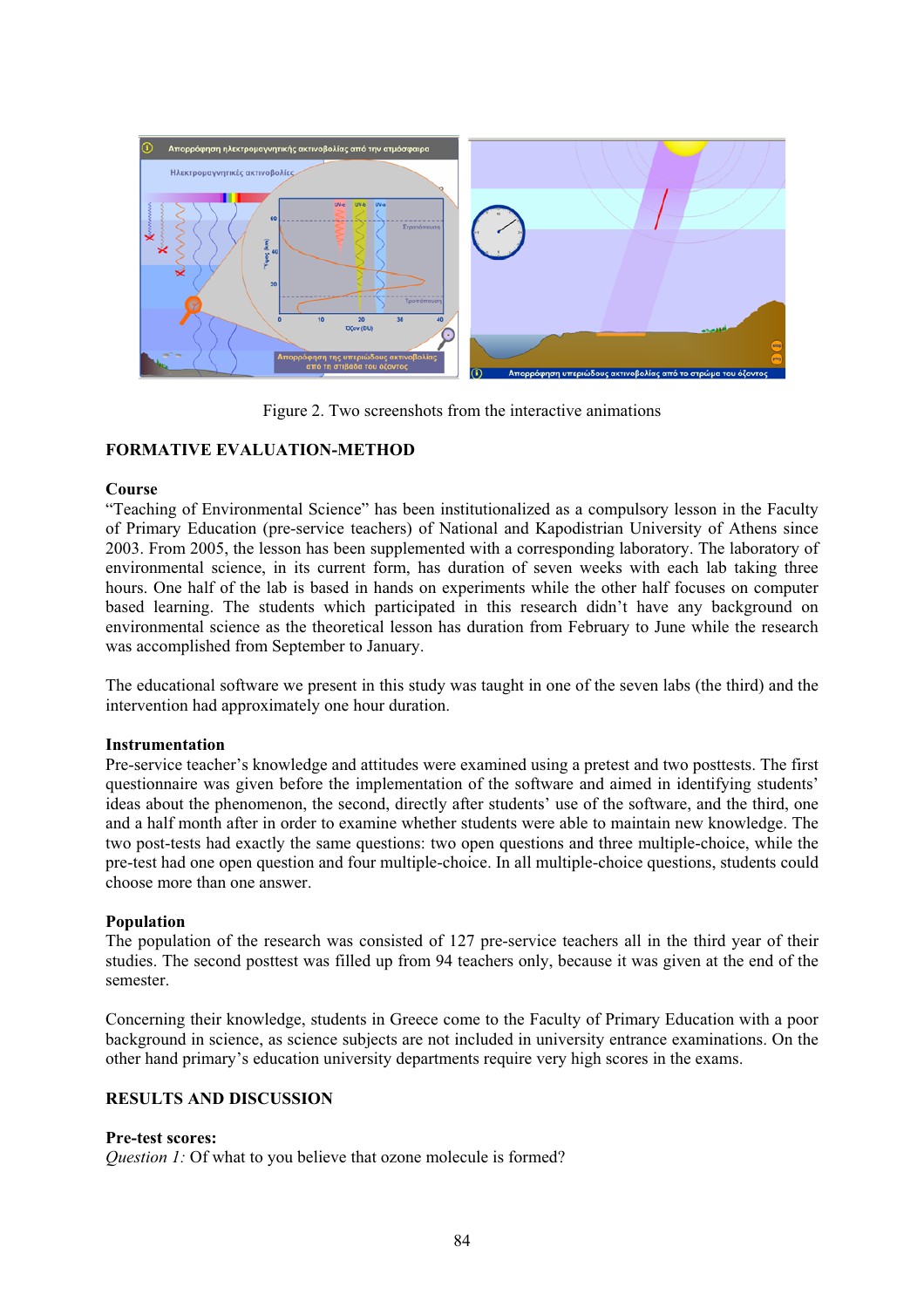Figure 2. Two screenshots from the interactive animations

## FORMATIVE EVALUATION-METHOD

### Course

"Teaching of Environmental Science" has been institutionalized as a compulsory lesson in the Faculty of Primary Education (pre-service teachers) of National and Kapodistrian University of Athens since 2003. From 2005, the lesson has been supplemented with a corresponding laboratory. The laboratory of environmental science, in its current form, has duration of seven weeks with each lab taking three hours. One half of the lab is based in hands on experiments while the other half focuses on computer based learning. The students which participated in this research didn't have any background on environmental science as the theoretical lesson has duration from February to June while the research was accomplished from September to January.

The educational software we present in this study was taught in one of the seven labs (the third) and the intervention had approximately one hour duration.

### Instrumentation

Pre-service teacher's knowledge and attitudes were examined using a pretest and two posttests. The first questionnaire was given before the implementation of the software and aimed in identifying students' ideas about the phenomenon, the second, directly after students' use of the software, and the third, one and a half month after in order to examine whether students were able to maintain new knowledge. The two post-tests had exactly the same questions: two open questions and three multiple-choice, while the pre-test had one open question and four multiple-choice. In all multiple-choice questions, students could choose more than one answer.

### Population

The population of the research was consisted of 127 pre-service teachers all in the third year of their studies. The second posttest was filled up from 94 teachers only, because it was given at the end of the semester.

Concerning their knowledge, students in Greece come to the Faculty of Primary Education with a poor background in science, as science subjects are not included in university entrance examinations. On the other hand primary's education university departments require very high scores in the exams.

## RESULTS AND DISCUSSION

### Pre-test scores:

*Question 1:* Of what to you believe that ozone molecule is formed?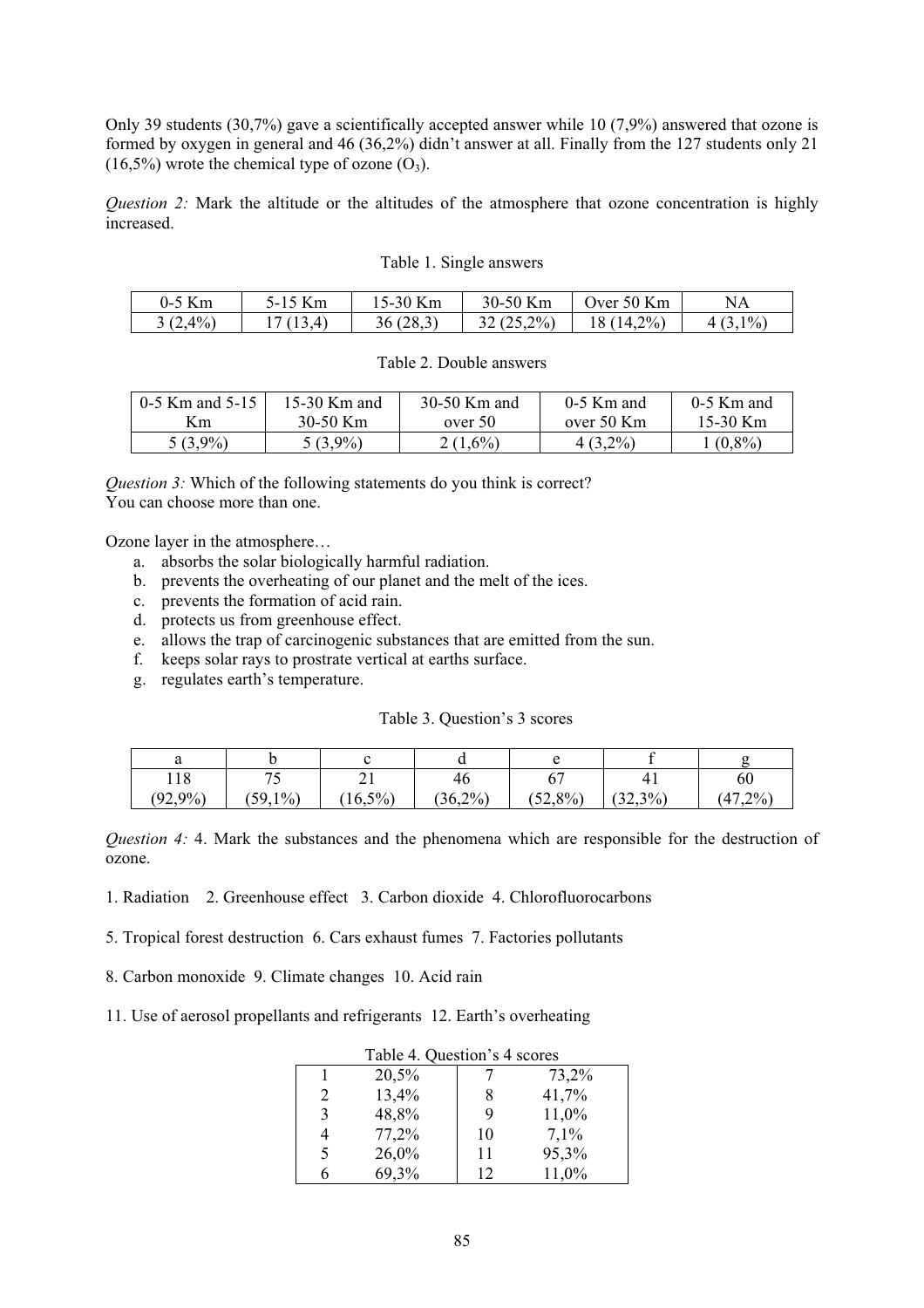Only 39 students (30,7%) gave a scientifically accepted answer while 10 (7,9%) answered that ozone is formed by oxygen in general and 46 (36,2%) didn't answer at all. Finally from the 127 students only 21 (16,5%) wrote the chemical type of ozone ($O_3$).

*Question 2:* Mark the altitude or the altitudes of the atmosphere that ozone concentration is highly increased.

Table 1. Single answers

| 0-5 Km | 5-15 Km | 15-30 Km | 30-50 Km | Over 50 Km | NA |
|---|---|---|---|---|---|
| 3 (2,4%) | 17 (13,4) | 36 (28,3) | 32 (25,2%) | 18 (14,2%) | 4 (3,1%) |

Table 2. Double answers

| 0-5 Km and 5-15 Km | 15-30 Km and 30-50 Km | 30-50 Km and over 50 | 0-5 Km and over 50 Km | 0-5 Km and 15-30 Km |
|---|---|---|---|---|
| 5 (3,9%) | 5 (3,9%) | 2 (1,6%) | 4 (3,2%) | 1 (0,8%) |

*Question 3:* Which of the following statements do you think is correct?
You can choose more than one.

Ozone layer in the atmosphere…

a. absorbs the solar biologically harmful radiation.
b. prevents the overheating of our planet and the melt of the ices.
c. prevents the formation of acid rain.
d. protects us from greenhouse effect.
e. allows the trap of carcinogenic substances that are emitted from the sun.
f. keeps solar rays to prostrate vertical at earths surface.
g. regulates earth's temperature.

Table 3. Question's 3 scores

| a | b | c | d | e | f | g |
|---|---|---|---|---|---|---|
| 118 (92,9%) | 75 (59,1%) | 21 (16,5%) | 46 (36,2%) | 67 (52,8%) | 41 (32,3%) | 60 (47,2%) |

*Question 4:* 4. Mark the substances and the phenomena which are responsible for the destruction of ozone.

1. Radiation 2. Greenhouse effect 3. Carbon dioxide 4. Chlorofluorocarbons

5. Tropical forest destruction 6. Cars exhaust fumes 7. Factories pollutants

8. Carbon monoxide 9. Climate changes 10. Acid rain

11. Use of aerosol propellants and refrigerants 12. Earth's overheating

Table 4. Question's 4 scores

| | | | |
|---|---|---|---|
| 1 | 20,5% | 7 | 73,2% |
| 2 | 13,4% | 8 | 41,7% |
| 3 | 48,8% | 9 | 11,0% |
| 4 | 77,2% | 10 | 7,1% |
| 5 | 26,0% | 11 | 95,3% |
| 6 | 69,3% | 12 | 11,0% |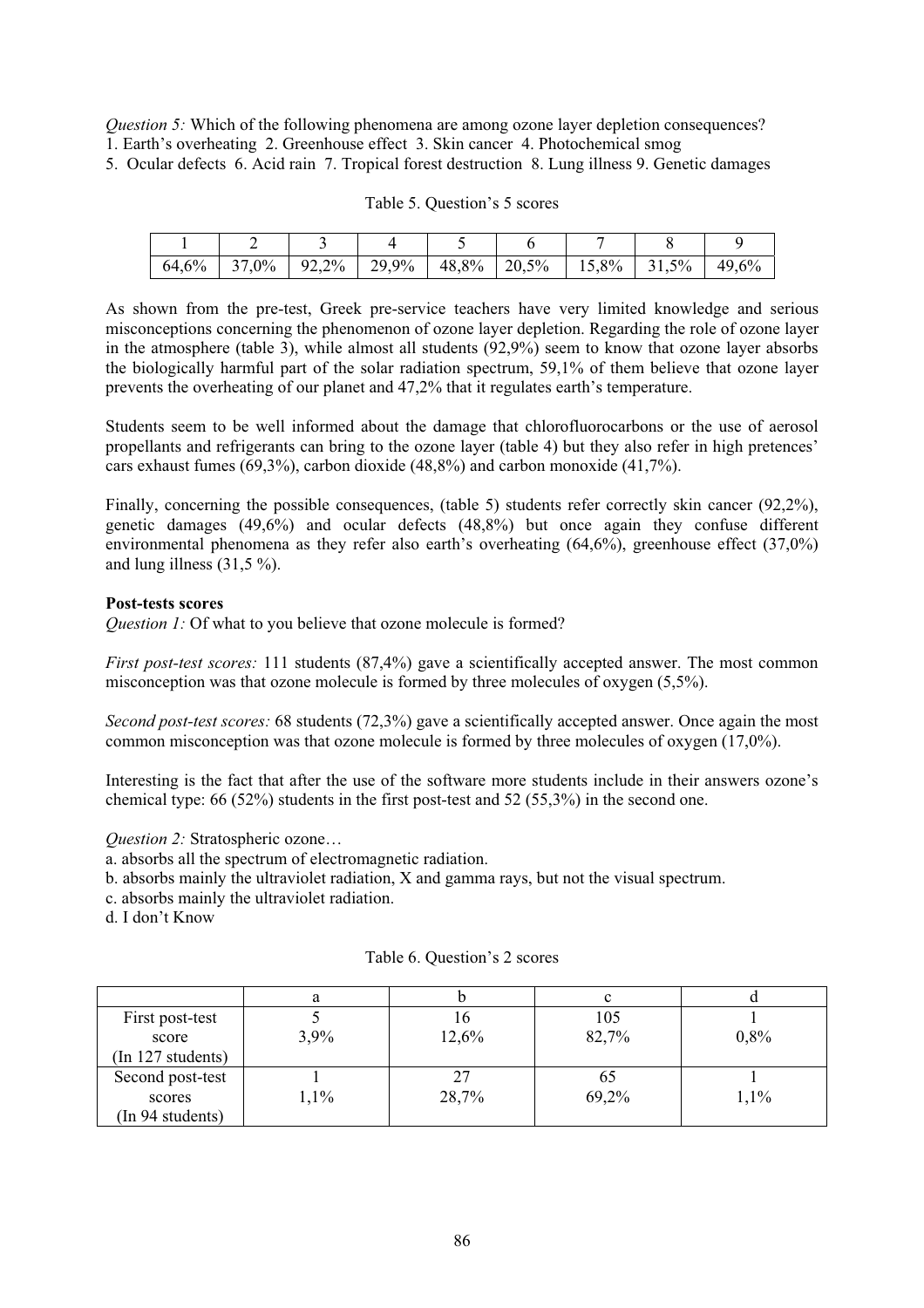*Question 5:* Which of the following phenomena are among ozone layer depletion consequences?
1. Earth's overheating 2. Greenhouse effect 3. Skin cancer 4. Photochemical smog
5. Ocular defects 6. Acid rain 7. Tropical forest destruction 8. Lung illness 9. Genetic damages

Table 5. Question's 5 scores

| 1 | 2 | 3 | 4 | 5 | 6 | 7 | 8 | 9 |
|---|---|---|---|---|---|---|---|---|
| 64,6% | 37,0% | 92,2% | 29,9% | 48,8% | 20,5% | 15,8% | 31,5% | 49,6% |

As shown from the pre-test, Greek pre-service teachers have very limited knowledge and serious misconceptions concerning the phenomenon of ozone layer depletion. Regarding the role of ozone layer in the atmosphere (table 3), while almost all students (92,9%) seem to know that ozone layer absorbs the biologically harmful part of the solar radiation spectrum, 59,1% of them believe that ozone layer prevents the overheating of our planet and 47,2% that it regulates earth's temperature.

Students seem to be well informed about the damage that chlorofluorocarbons or the use of aerosol propellants and refrigerants can bring to the ozone layer (table 4) but they also refer in high pretences' cars exhaust fumes (69,3%), carbon dioxide (48,8%) and carbon monoxide (41,7%).

Finally, concerning the possible consequences, (table 5) students refer correctly skin cancer (92,2%), genetic damages (49,6%) and ocular defects (48,8%) but once again they confuse different environmental phenomena as they refer also earth's overheating (64,6%), greenhouse effect (37,0%) and lung illness (31,5 %).

**Post-tests scores**

*Question 1:* Of what to you believe that ozone molecule is formed?

*First post-test scores:* 111 students (87,4%) gave a scientifically accepted answer. The most common misconception was that ozone molecule is formed by three molecules of oxygen (5,5%).

*Second post-test scores:* 68 students (72,3%) gave a scientifically accepted answer. Once again the most common misconception was that ozone molecule is formed by three molecules of oxygen (17,0%).

Interesting is the fact that after the use of the software more students include in their answers ozone's chemical type: 66 (52%) students in the first post-test and 52 (55,3%) in the second one.

*Question 2:* Stratospheric ozone…

a. absorbs all the spectrum of electromagnetic radiation.
b. absorbs mainly the ultraviolet radiation, X and gamma rays, but not the visual spectrum.
c. absorbs mainly the ultraviolet radiation.
d. I don't Know

Table 6. Question's 2 scores

| | a | b | c | d |
|---|---|---|---|---|
| First post-test score (In 127 students) | 5<br>3,9% | 16<br>12,6% | 105<br>82,7% | 1<br>0,8% |
| Second post-test scores (In 94 students) | 1<br>1,1% | 27<br>28,7% | 65<br>69,2% | 1<br>1,1% |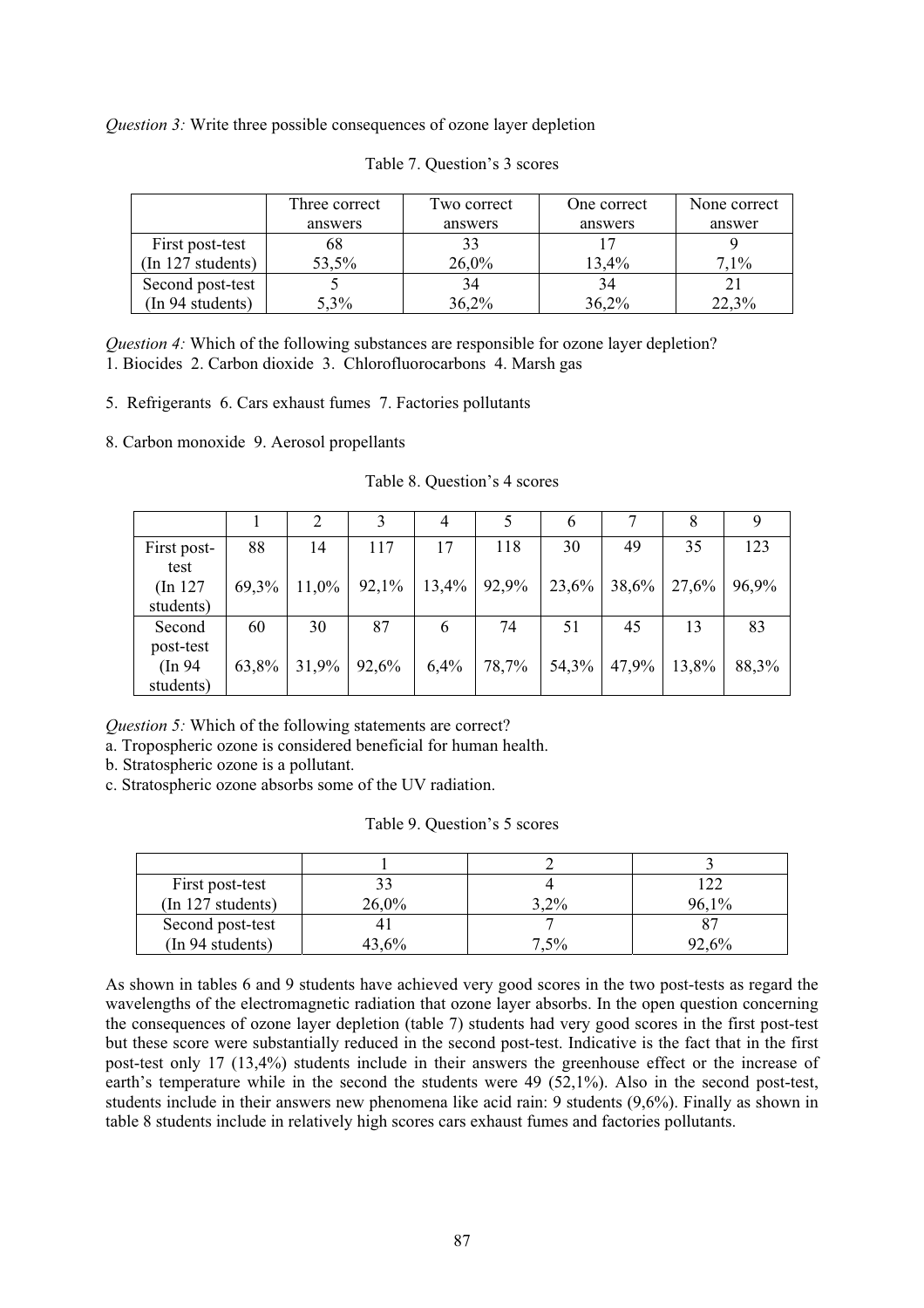*Question 3:* Write three possible consequences of ozone layer depletion

Table 7. Question's 3 scores

| | Three correct answers | Two correct answers | One correct answer | None correct answer |
|---|---|---|---|---|
| First post-test (In 127 students) | 68<br>53,5% | 33<br>26,0% | 17<br>13,4% | 9<br>7,1% |
| Second post-test (In 94 students) | 5<br>5,3% | 34<br>36,2% | 34<br>36,2% | 21<br>22,3% |

*Question 4:* Which of the following substances are responsible for ozone layer depletion?
1. Biocides 2. Carbon dioxide 3. Chlorofluorocarbons 4. Marsh gas

5. Refrigerants 6. Cars exhaust fumes 7. Factories pollutants

8. Carbon monoxide 9. Aerosol propellants

Table 8. Question's 4 scores

| | 1 | 2 | 3 | 4 | 5 | 6 | 7 | 8 | 9 |
|---|---|---|---|---|---|---|---|---|---|
| First post-test (In 127 students) | 88<br>69,3% | 14<br>11,0% | 117<br>92,1% | 17<br>13,4% | 118<br>92,9% | 30<br>23,6% | 49<br>38,6% | 35<br>27,6% | 123<br>96,9% |
| Second post-test (In 94 students) | 60<br>63,8% | 30<br>31,9% | 87<br>92,6% | 6<br>6,4% | 74<br>78,7% | 51<br>54,3% | 45<br>47,9% | 13<br>13,8% | 83<br>88,3% |

*Question 5:* Which of the following statements are correct?
a. Tropospheric ozone is considered beneficial for human health.
b. Stratospheric ozone is a pollutant.
c. Stratospheric ozone absorbs some of the UV radiation.

Table 9. Question's 5 scores

| | 1 | 2 | 3 |
|---|---|---|---|
| First post-test (In 127 students) | 33<br>26,0% | 4<br>3,2% | 122<br>96,1% |
| Second post-test (In 94 students) | 41<br>43,6% | 7<br>7,5% | 87<br>92,6% |

As shown in tables 6 and 9 students have achieved very good scores in the two post-tests as regard the wavelengths of the electromagnetic radiation that ozone layer absorbs. In the open question concerning the consequences of ozone layer depletion (table 7) students had very good scores in the first post-test but these score were substantially reduced in the second post-test. Indicative is the fact that in the first post-test only 17 (13,4%) students include in their answers the greenhouse effect or the increase of earth's temperature while in the second the students were 49 (52,1%). Also in the second post-test, students include in their answers new phenomena like acid rain: 9 students (9,6%). Finally as shown in table 8 students include in relatively high scores cars exhaust fumes and factories pollutants.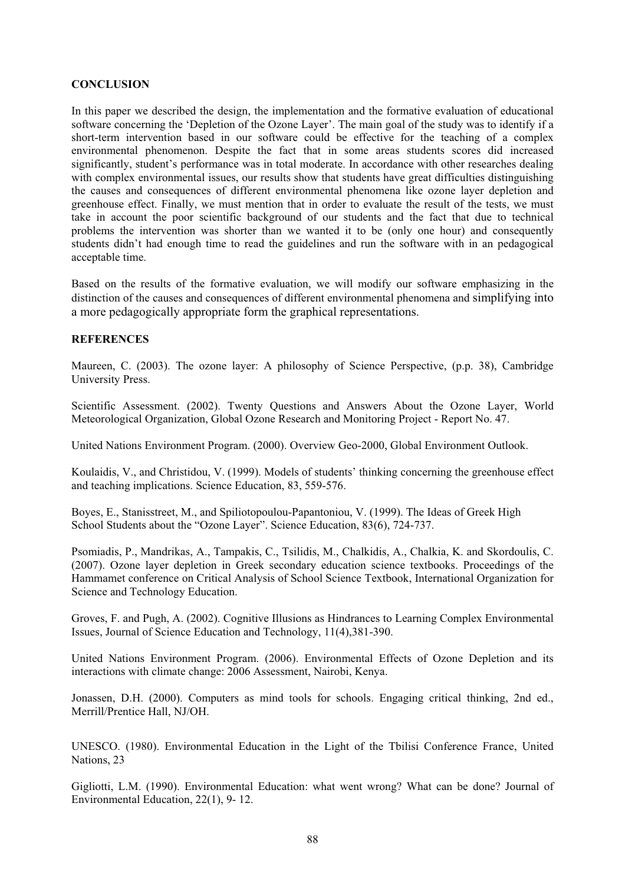**CONCLUSION**

In this paper we described the design, the implementation and the formative evaluation of educational software concerning the 'Depletion of the Ozone Layer'. The main goal of the study was to identify if a short-term intervention based in our software could be effective for the teaching of a complex environmental phenomenon. Despite the fact that in some areas students scores did increased significantly, student's performance was in total moderate. In accordance with other researches dealing with complex environmental issues, our results show that students have great difficulties distinguishing the causes and consequences of different environmental phenomena like ozone layer depletion and greenhouse effect. Finally, we must mention that in order to evaluate the result of the tests, we must take in account the poor scientific background of our students and the fact that due to technical problems the intervention was shorter than we wanted it to be (only one hour) and consequently students didn't had enough time to read the guidelines and run the software with in an pedagogical acceptable time.

Based on the results of the formative evaluation, we will modify our software emphasizing in the distinction of the causes and consequences of different environmental phenomena and simplifying into a more pedagogically appropriate form the graphical representations.

**REFERENCES**

Maureen, C. (2003). The ozone layer: A philosophy of Science Perspective, (p.p. 38), Cambridge University Press.

Scientific Assessment. (2002). Twenty Questions and Answers About the Ozone Layer, World Meteorological Organization, Global Ozone Research and Monitoring Project - Report No. 47.

United Nations Environment Program. (2000). Overview Geo-2000, Global Environment Outlook.

Koulaidis, V., and Christidou, V. (1999). Models of students' thinking concerning the greenhouse effect and teaching implications. Science Education, 83, 559-576.

Boyes, E., Stanisstreet, M., and Spiliotopoulou-Papantoniou, V. (1999). The Ideas of Greek High School Students about the "Ozone Layer". Science Education, 83(6), 724-737.

Psomiadis, P., Mandrikas, A., Tampakis, C., Tsilidis, M., Chalkidis, A., Chalkia, K. and Skordoulis, C. (2007). Ozone layer depletion in Greek secondary education science textbooks. Proceedings of the Hammamet conference on Critical Analysis of School Science Textbook, International Organization for Science and Technology Education.

Groves, F. and Pugh, A. (2002). Cognitive Illusions as Hindrances to Learning Complex Environmental Issues, Journal of Science Education and Technology, 11(4),381-390.

United Nations Environment Program. (2006). Environmental Effects of Ozone Depletion and its interactions with climate change: 2006 Assessment, Nairobi, Kenya.

Jonassen, D.H. (2000). Computers as mind tools for schools. Engaging critical thinking, 2nd ed., Merrill/Prentice Hall, NJ/OH.

UNESCO. (1980). Environmental Education in the Light of the Tbilisi Conference France, United Nations, 23

Gigliotti, L.M. (1990). Environmental Education: what went wrong? What can be done? Journal of Environmental Education, 22(1), 9- 12.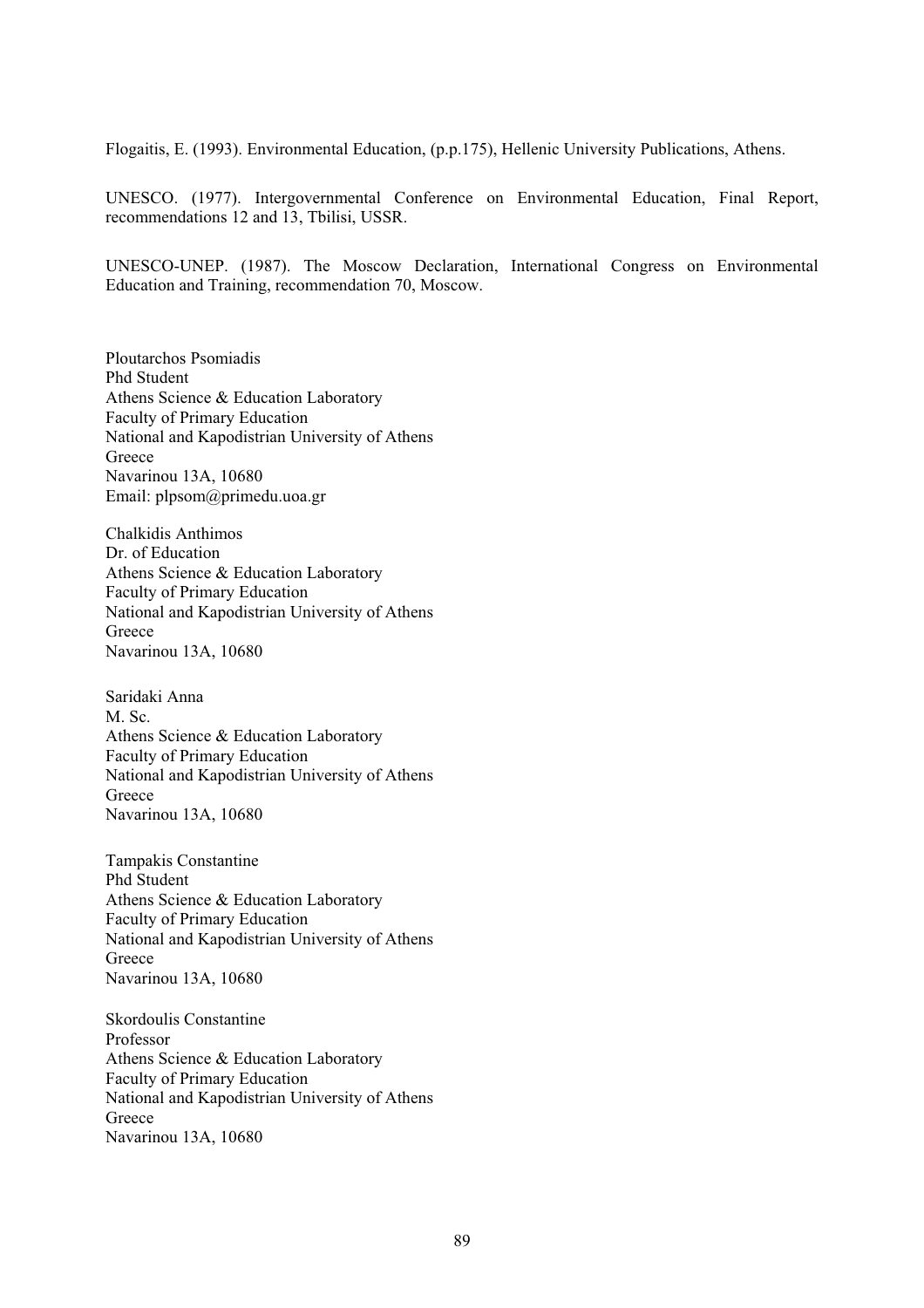Flogaitis, E. (1993). Environmental Education, (p.p.175), Hellenic University Publications, Athens.

UNESCO. (1977). Intergovernmental Conference on Environmental Education, Final Report, recommendations 12 and 13, Tbilisi, USSR.

UNESCO-UNEP. (1987). The Moscow Declaration, International Congress on Environmental Education and Training, recommendation 70, Moscow.

Ploutarchos Psomiadis
Phd Student
Athens Science & Education Laboratory
Faculty of Primary Education
National and Kapodistrian University of Athens
Greece
Navarinou 13A, 10680
Email: plpsom@primedu.uoa.gr

Chalkidis Anthimos
Dr. of Education
Athens Science & Education Laboratory
Faculty of Primary Education
National and Kapodistrian University of Athens
Greece
Navarinou 13A, 10680

Saridaki Anna
M. Sc.
Athens Science & Education Laboratory
Faculty of Primary Education
National and Kapodistrian University of Athens
Greece
Navarinou 13A, 10680

Tampakis Constantine
Phd Student
Athens Science & Education Laboratory
Faculty of Primary Education
National and Kapodistrian University of Athens
Greece
Navarinou 13A, 10680

Skordoulis Constantine
Professor
Athens Science & Education Laboratory
Faculty of Primary Education
National and Kapodistrian University of Athens
Greece
Navarinou 13A, 10680